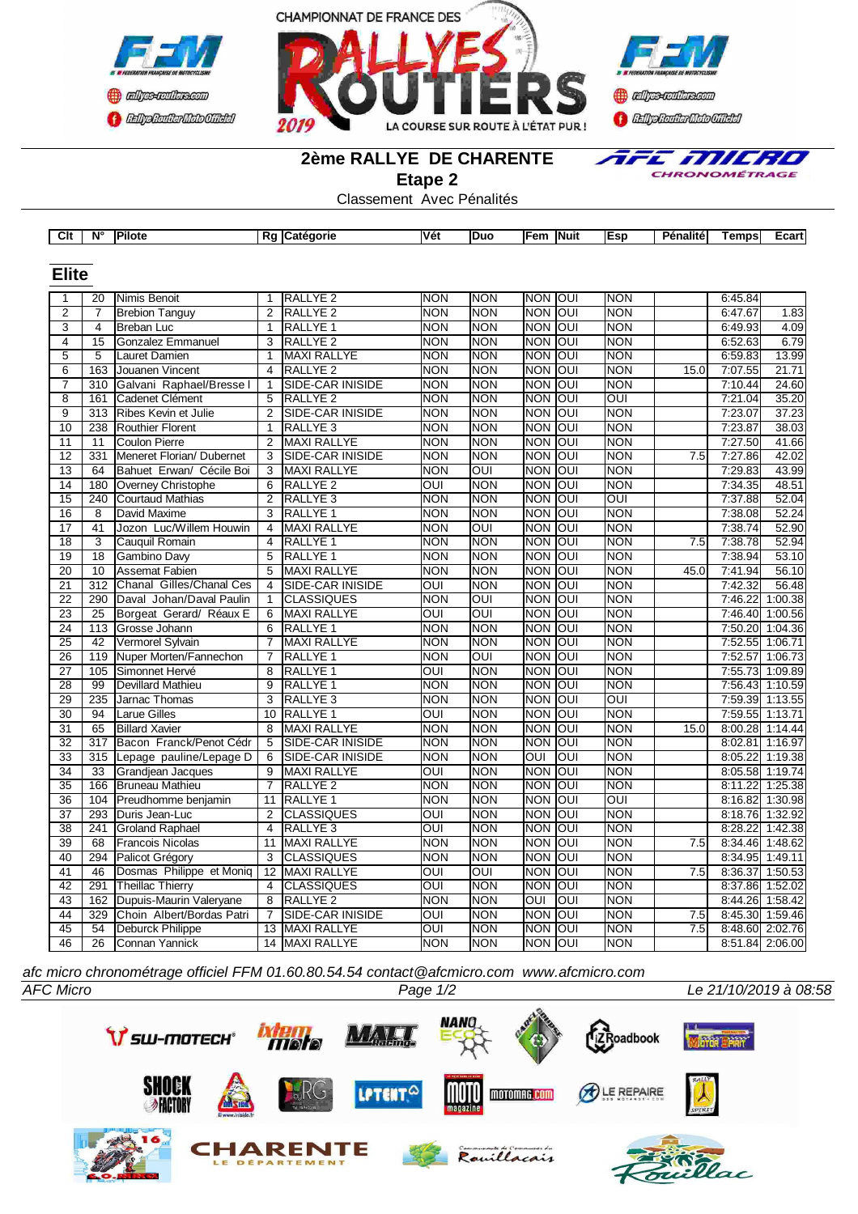CHAMPIONNAT DE FRANCE DES RALLYES ROUTIERS 2019

# 2ème RALLYE DE CHARENTE

## Etape 2

Classement Avec Pénalités

### Elite

| Clt | N° | Pilote | Rg | Catégorie | Vét | Duo | Fem | Nuit | Esp | Pénalité | Temps | Ecart |
|---|---|---|---|---|---|---|---|---|---|---|---|---|
| 1 | 20 | Nimis Benoit | 1 | RALLYE 2 | NON | NON | NON | OUI | NON | | 6:45.84 | |
| 2 | 7 | Brebion Tanguy | 2 | RALLYE 2 | NON | NON | NON | OUI | NON | | 6:47.67 | 1.83 |
| 3 | 4 | Breban Luc | 1 | RALLYE 1 | NON | NON | NON | OUI | NON | | 6:49.93 | 4.09 |
| 4 | 15 | Gonzalez Emmanuel | 3 | RALLYE 2 | NON | NON | NON | OUI | NON | | 6:52.63 | 6.79 |
| 5 | 5 | Lauret Damien | 1 | MAXI RALLYE | NON | NON | NON | OUI | NON | | 6:59.83 | 13.99 |
| 6 | 163 | Jouanen Vincent | 4 | RALLYE 2 | NON | NON | NON | OUI | NON | 15.0 | 7:07.55 | 21.71 |
| 7 | 310 | Galvani Raphael/Bresse I | 1 | SIDE-CAR INISIDE | NON | NON | NON | OUI | NON | | 7:10.44 | 24.60 |
| 8 | 161 | Cadenet Clément | 5 | RALLYE 2 | NON | NON | NON | OUI | OUI | | 7:21.04 | 35.20 |
| 9 | 313 | Ribes Kevin et Julie | 2 | SIDE-CAR INISIDE | NON | NON | NON | OUI | NON | | 7:23.07 | 37.23 |
| 10 | 238 | Routhier Florent | 1 | RALLYE 3 | NON | NON | NON | OUI | NON | | 7:23.87 | 38.03 |
| 11 | 11 | Coulon Pierre | 2 | MAXI RALLYE | NON | NON | NON | OUI | NON | | 7:27.50 | 41.66 |
| 12 | 331 | Meneret Florian/ Dubernet | 3 | SIDE-CAR INISIDE | NON | NON | NON | OUI | NON | 7.5 | 7:27.86 | 42.02 |
| 13 | 64 | Bahuet Erwan/ Cécile Boi | 3 | MAXI RALLYE | NON | OUI | NON | OUI | NON | | 7:29.83 | 43.99 |
| 14 | 180 | Overney Christophe | 6 | RALLYE 2 | OUI | NON | NON | OUI | NON | | 7:34.35 | 48.51 |
| 15 | 240 | Courtaud Mathias | 2 | RALLYE 3 | NON | NON | NON | OUI | OUI | | 7:37.88 | 52.04 |
| 16 | 8 | David Maxime | 3 | RALLYE 1 | NON | NON | NON | OUI | NON | | 7:38.08 | 52.24 |
| 17 | 41 | Jozon Luc/Willem Houwin | 4 | MAXI RALLYE | NON | OUI | NON | OUI | NON | | 7:38.74 | 52.90 |
| 18 | 3 | Cauquil Romain | 4 | RALLYE 1 | NON | NON | NON | OUI | NON | 7.5 | 7:38.78 | 52.94 |
| 19 | 18 | Gambino Davy | 5 | RALLYE 1 | NON | NON | NON | OUI | NON | | 7:38.94 | 53.10 |
| 20 | 10 | Assemat Fabien | 5 | MAXI RALLYE | NON | NON | NON | OUI | NON | 45.0 | 7:41.94 | 56.10 |
| 21 | 312 | Chanal Gilles/Chanal Ces | 4 | SIDE-CAR INISIDE | OUI | NON | NON | OUI | NON | | 7:42.32 | 56.48 |
| 22 | 290 | Daval Johan/Daval Paulin | 1 | CLASSIQUES | NON | OUI | NON | OUI | NON | | 7:46.22 | 1:00.38 |
| 23 | 25 | Borgeat Gerard/ Réaux E | 6 | MAXI RALLYE | OUI | OUI | NON | OUI | NON | | 7:46.40 | 1:00.56 |
| 24 | 113 | Grosse Johann | 6 | RALLYE 1 | NON | NON | NON | OUI | NON | | 7:50.20 | 1:04.36 |
| 25 | 42 | Vermorel Sylvain | 7 | MAXI RALLYE | NON | NON | NON | OUI | NON | | 7:52.55 | 1:06.71 |
| 26 | 119 | Nuper Morten/Fannechon | 7 | RALLYE 1 | NON | OUI | NON | OUI | NON | | 7:52.57 | 1:06.73 |
| 27 | 105 | Simonnet Hervé | 8 | RALLYE 1 | OUI | NON | NON | OUI | NON | | 7:55.73 | 1:09.89 |
| 28 | 99 | Devillard Mathieu | 9 | RALLYE 1 | NON | NON | NON | OUI | NON | | 7:56.43 | 1:10.59 |
| 29 | 235 | Jarnac Thomas | 3 | RALLYE 3 | NON | NON | NON | OUI | OUI | | 7:59.39 | 1:13.55 |
| 30 | 94 | Larue Gilles | 10 | RALLYE 1 | OUI | NON | NON | OUI | NON | | 7:59.55 | 1:13.71 |
| 31 | 65 | Billard Xavier | 8 | MAXI RALLYE | NON | NON | NON | OUI | NON | 15.0 | 8:00.28 | 1:14.44 |
| 32 | 317 | Bacon Franck/Penot Cédr | 5 | SIDE-CAR INISIDE | NON | NON | NON | OUI | NON | | 8:02.81 | 1:16.97 |
| 33 | 315 | Lepage pauline/Lepage D | 6 | SIDE-CAR INISIDE | NON | NON | OUI | OUI | NON | | 8:05.22 | 1:19.38 |
| 34 | 33 | Grandjean Jacques | 9 | MAXI RALLYE | OUI | NON | NON | OUI | NON | | 8:05.58 | 1:19.74 |
| 35 | 166 | Bruneau Mathieu | 7 | RALLYE 2 | NON | NON | NON | OUI | NON | | 8:11.22 | 1:25.38 |
| 36 | 104 | Preudhomme benjamin | 11 | RALLYE 1 | NON | NON | NON | OUI | OUI | | 8:16.82 | 1:30.98 |
| 37 | 293 | Duris Jean-Luc | 2 | CLASSIQUES | OUI | NON | NON | OUI | NON | | 8:18.76 | 1:32.92 |
| 38 | 241 | Groland Raphael | 4 | RALLYE 3 | OUI | NON | NON | OUI | NON | | 8:28.22 | 1:42.38 |
| 39 | 68 | Francois Nicolas | 11 | MAXI RALLYE | NON | NON | NON | OUI | NON | 7.5 | 8:34.46 | 1:48.62 |
| 40 | 294 | Palicot Grégory | 3 | CLASSIQUES | NON | NON | NON | OUI | NON | | 8:34.95 | 1:49.11 |
| 41 | 46 | Dosmas Philippe et Moniq | 12 | MAXI RALLYE | OUI | OUI | NON | OUI | NON | 7.5 | 8:36.37 | 1:50.53 |
| 42 | 291 | Theillac Thierry | 4 | CLASSIQUES | OUI | NON | NON | OUI | NON | | 8:37.86 | 1:52.02 |
| 43 | 162 | Dupuis-Maurin Valeryane | 8 | RALLYE 2 | NON | NON | OUI | OUI | NON | | 8:44.26 | 1:58.42 |
| 44 | 329 | Choin Albert/Bordas Patri | 7 | SIDE-CAR INISIDE | OUI | NON | NON | OUI | NON | 7.5 | 8:45.30 | 1:59.46 |
| 45 | 54 | Deburck Philippe | 13 | MAXI RALLYE | OUI | NON | NON | OUI | NON | 7.5 | 8:48.60 | 2:02.76 |
| 46 | 26 | Connan Yannick | 14 | MAXI RALLYE | NON | NON | NON | OUI | NON | | 8:51.84 | 2:06.00 |

*afc micro chronométrage officiel FFM 01.60.80.54.54 contact@afcmicro.com www.afcmicro.com*

*AFC Micro* — *Le 21/10/2019 à 08:58*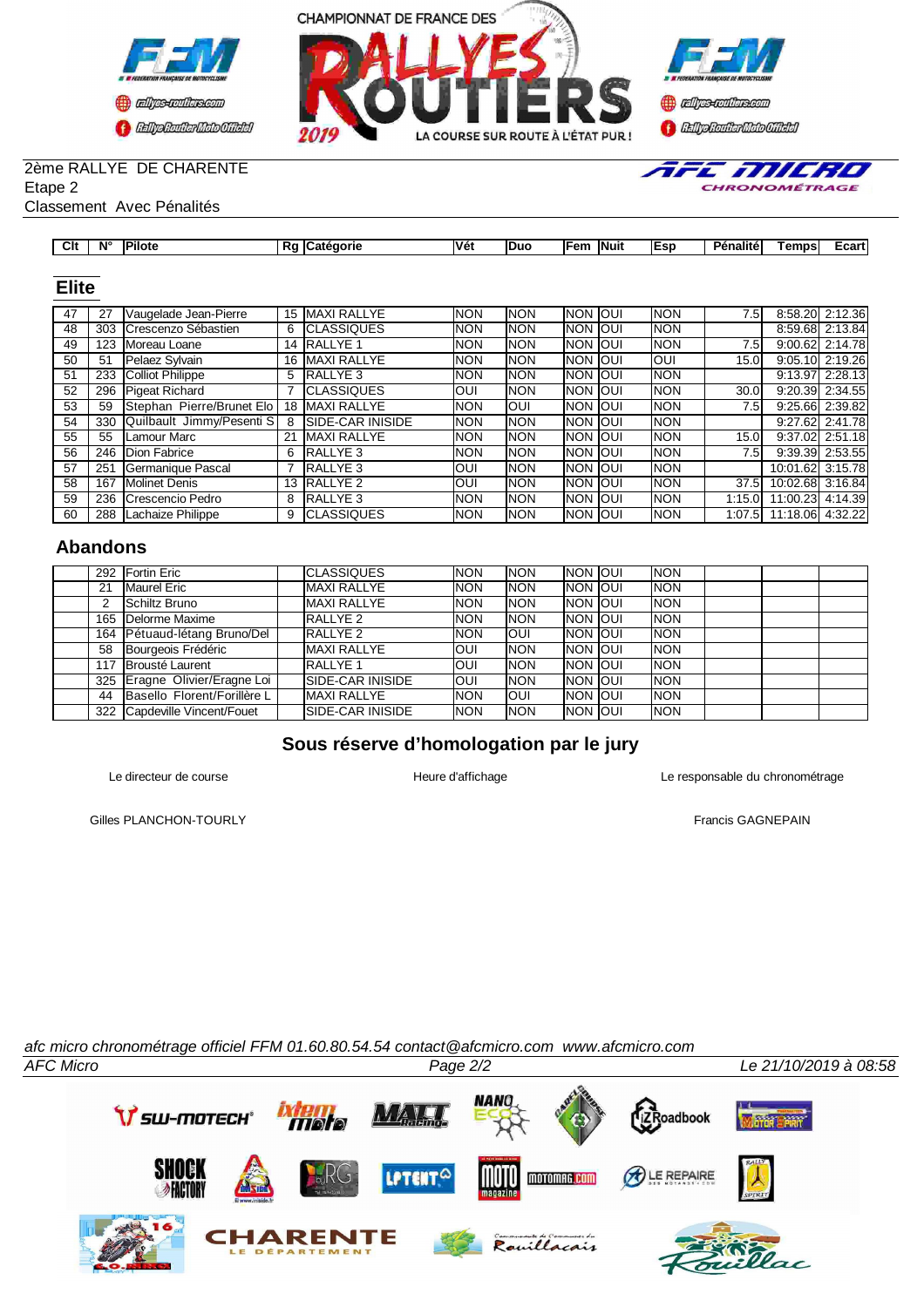CHAMPIONNAT DE FRANCE DES RALLYES ROUTIERS 2019 — LA COURSE SUR ROUTE À L'ÉTAT PUR !

2ème RALLYE DE CHARENTE
Etape 2
Classement Avec Pénalités

## Elite

| Clt | N° | Pilote | Rg | Catégorie | Vét | Duo | Fem | Nuit | Esp | Pénalité | Temps | Ecart |
|---|---|---|---|---|---|---|---|---|---|---|---|---|
| 47 | 27 | Vaugelade Jean-Pierre | 15 | MAXI RALLYE | NON | NON | NON | OUI | NON | 7.5 | 8:58.20 | 2:12.36 |
| 48 | 303 | Crescenzo Sébastien | 6 | CLASSIQUES | NON | NON | NON | OUI | NON | | 8:59.68 | 2:13.84 |
| 49 | 123 | Moreau Loane | 14 | RALLYE 1 | NON | NON | NON | OUI | NON | 7.5 | 9:00.62 | 2:14.78 |
| 50 | 51 | Pelaez Sylvain | 16 | MAXI RALLYE | NON | NON | NON | OUI | OUI | 15.0 | 9:05.10 | 2:19.26 |
| 51 | 233 | Colliot Philippe | 5 | RALLYE 3 | NON | NON | NON | OUI | NON | | 9:13.97 | 2:28.13 |
| 52 | 296 | Pigeat Richard | 7 | CLASSIQUES | OUI | NON | NON | OUI | NON | 30.0 | 9:20.39 | 2:34.55 |
| 53 | 59 | Stephan Pierre/Brunet Elo | 18 | MAXI RALLYE | NON | OUI | NON | OUI | NON | 7.5 | 9:25.66 | 2:39.82 |
| 54 | 330 | Quilbault Jimmy/Pesenti S | 8 | SIDE-CAR INISIDE | NON | NON | NON | OUI | NON | | 9:27.62 | 2:41.78 |
| 55 | 55 | Lamour Marc | 21 | MAXI RALLYE | NON | NON | NON | OUI | NON | 15.0 | 9:37.02 | 2:51.18 |
| 56 | 246 | Dion Fabrice | 6 | RALLYE 3 | NON | NON | NON | OUI | NON | 7.5 | 9:39.39 | 2:53.55 |
| 57 | 251 | Germanique Pascal | 7 | RALLYE 3 | OUI | NON | NON | OUI | NON | | 10:01.62 | 3:15.78 |
| 58 | 167 | Molinet Denis | 13 | RALLYE 2 | OUI | NON | NON | OUI | NON | 37.5 | 10:02.68 | 3:16.84 |
| 59 | 236 | Crescencio Pedro | 8 | RALLYE 3 | NON | NON | NON | OUI | NON | 1:15.0 | 11:00.23 | 4:14.39 |
| 60 | 288 | Lachaize Philippe | 9 | CLASSIQUES | NON | NON | NON | OUI | NON | 1:07.5 | 11:18.06 | 4:32.22 |

## Abandons

| Clt | N° | Pilote | Rg | Catégorie | Vét | Duo | Fem | Nuit | Esp | Pénalité | Temps | Ecart |
|---|---|---|---|---|---|---|---|---|---|---|---|---|
| | 292 | Fortin Eric | | CLASSIQUES | NON | NON | NON | OUI | NON | | | |
| | 21 | Maurel Eric | | MAXI RALLYE | NON | NON | NON | OUI | NON | | | |
| | 2 | Schiltz Bruno | | MAXI RALLYE | NON | NON | NON | OUI | NON | | | |
| | 165 | Delorme Maxime | | RALLYE 2 | NON | NON | NON | OUI | NON | | | |
| | 164 | Pétuaud-létang Bruno/Del | | RALLYE 2 | NON | OUI | NON | OUI | NON | | | |
| | 58 | Bourgeois Frédéric | | MAXI RALLYE | OUI | NON | NON | OUI | NON | | | |
| | 117 | Brousté Laurent | | RALLYE 1 | OUI | NON | NON | OUI | NON | | | |
| | 325 | Eragne Olivier/Eragne Loi | | SIDE-CAR INISIDE | OUI | NON | NON | OUI | NON | | | |
| | 44 | Basello Florent/Forillère L | | MAXI RALLYE | NON | OUI | NON | OUI | NON | | | |
| | 322 | Capdeville Vincent/Fouet | | SIDE-CAR INISIDE | NON | NON | NON | OUI | NON | | | |

**Sous réserve d'homologation par le jury**

Le directeur de course — Heure d'affichage — Le responsable du chronométrage

Gilles PLANCHON-TOURLY — Francis GAGNEPAIN

*afc micro chronométrage officiel FFM 01.60.80.54.54 contact@afcmicro.com www.afcmicro.com*

*AFC Micro* — *Le 21/10/2019 à 08:58*